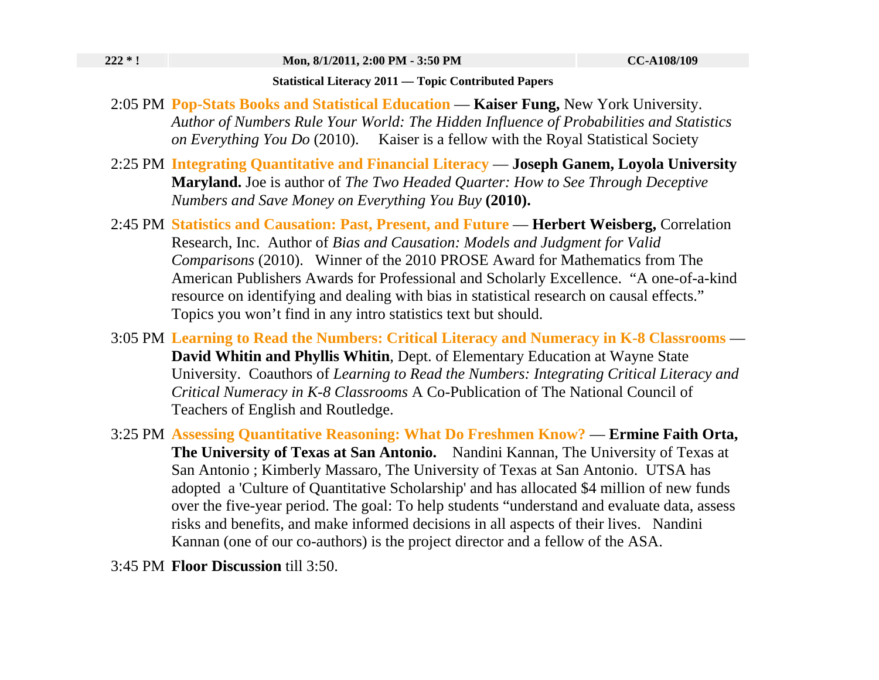| 222 * ! | Mon, 8/1/2011, 2:00 PM - 3:50 PM | CC-A108/109 |
| --- | --- | --- |

**Statistical Literacy 2011 — Topic Contributed Papers**

2:05 PM **Pop-Stats Books and Statistical Education** — **Kaiser Fung,** New York University. *Author of Numbers Rule Your World: The Hidden Influence of Probabilities and Statistics on Everything You Do* (2010). Kaiser is a fellow with the Royal Statistical Society

2:25 PM **Integrating Quantitative and Financial Literacy** — **Joseph Ganem, Loyola University Maryland.** Joe is author of *The Two Headed Quarter: How to See Through Deceptive Numbers and Save Money on Everything You Buy* **(2010).**

2:45 PM **Statistics and Causation: Past, Present, and Future** — **Herbert Weisberg,** Correlation Research, Inc. Author of *Bias and Causation: Models and Judgment for Valid Comparisons* (2010). Winner of the 2010 PROSE Award for Mathematics from The American Publishers Awards for Professional and Scholarly Excellence. "A one-of-a-kind resource on identifying and dealing with bias in statistical research on causal effects." Topics you won't find in any intro statistics text but should.

3:05 PM **Learning to Read the Numbers: Critical Literacy and Numeracy in K-8 Classrooms** — **David Whitin and Phyllis Whitin**, Dept. of Elementary Education at Wayne State University. Coauthors of *Learning to Read the Numbers: Integrating Critical Literacy and Critical Numeracy in K-8 Classrooms* A Co-Publication of The National Council of Teachers of English and Routledge.

3:25 PM **Assessing Quantitative Reasoning: What Do Freshmen Know?** — **Ermine Faith Orta, The University of Texas at San Antonio.** Nandini Kannan, The University of Texas at San Antonio ; Kimberly Massaro, The University of Texas at San Antonio. UTSA has adopted a 'Culture of Quantitative Scholarship' and has allocated $4 million of new funds over the five-year period. The goal: To help students "understand and evaluate data, assess risks and benefits, and make informed decisions in all aspects of their lives. Nandini Kannan (one of our co-authors) is the project director and a fellow of the ASA.

3:45 PM **Floor Discussion** till 3:50.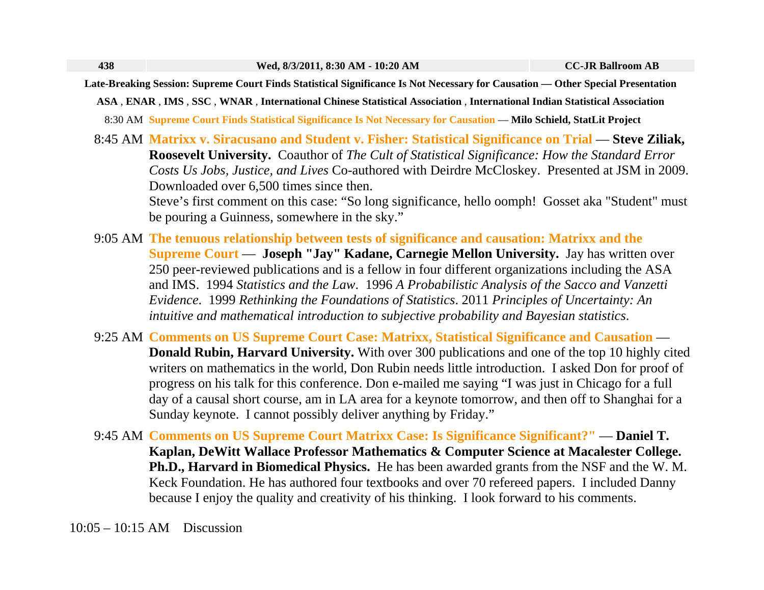| 438 | Wed, 8/3/2011, 8:30 AM - 10:20 AM | CC-JR Ballroom AB |
| --- | --- | --- |

**Late-Breaking Session: Supreme Court Finds Statistical Significance Is Not Necessary for Causation — Other Special Presentation**

**ASA , ENAR , IMS , SSC , WNAR , International Chinese Statistical Association , International Indian Statistical Association**

8:30 AM **Supreme Court Finds Statistical Significance Is Not Necessary for Causation** — **Milo Schield, StatLit Project**

8:45 AM **Matrixx v. Siracusano and Student v. Fisher: Statistical Significance on Trial** — **Steve Ziliak, Roosevelt University.** Coauthor of *The Cult of Statistical Significance: How the Standard Error Costs Us Jobs, Justice, and Lives* Co-authored with Deirdre McCloskey. Presented at JSM in 2009. Downloaded over 6,500 times since then.
Steve's first comment on this case: "So long significance, hello oomph! Gosset aka "Student" must be pouring a Guinness, somewhere in the sky."

9:05 AM **The tenuous relationship between tests of significance and causation: Matrixx and the Supreme Court** — **Joseph "Jay" Kadane, Carnegie Mellon University.** Jay has written over 250 peer-reviewed publications and is a fellow in four different organizations including the ASA and IMS. 1994 *Statistics and the Law*. 1996 *A Probabilistic Analysis of the Sacco and Vanzetti Evidence*. 1999 *Rethinking the Foundations of Statistics*. 2011 *Principles of Uncertainty: An intuitive and mathematical introduction to subjective probability and Bayesian statistics*.

9:25 AM **Comments on US Supreme Court Case: Matrixx, Statistical Significance and Causation** — **Donald Rubin, Harvard University.** With over 300 publications and one of the top 10 highly cited writers on mathematics in the world, Don Rubin needs little introduction. I asked Don for proof of progress on his talk for this conference. Don e-mailed me saying "I was just in Chicago for a full day of a causal short course, am in LA area for a keynote tomorrow, and then off to Shanghai for a Sunday keynote. I cannot possibly deliver anything by Friday."

9:45 AM **Comments on US Supreme Court Matrixx Case: Is Significance Significant?"** — **Daniel T. Kaplan, DeWitt Wallace Professor Mathematics & Computer Science at Macalester College. Ph.D., Harvard in Biomedical Physics.** He has been awarded grants from the NSF and the W. M. Keck Foundation. He has authored four textbooks and over 70 refereed papers. I included Danny because I enjoy the quality and creativity of his thinking. I look forward to his comments.

10:05 – 10:15 AM Discussion